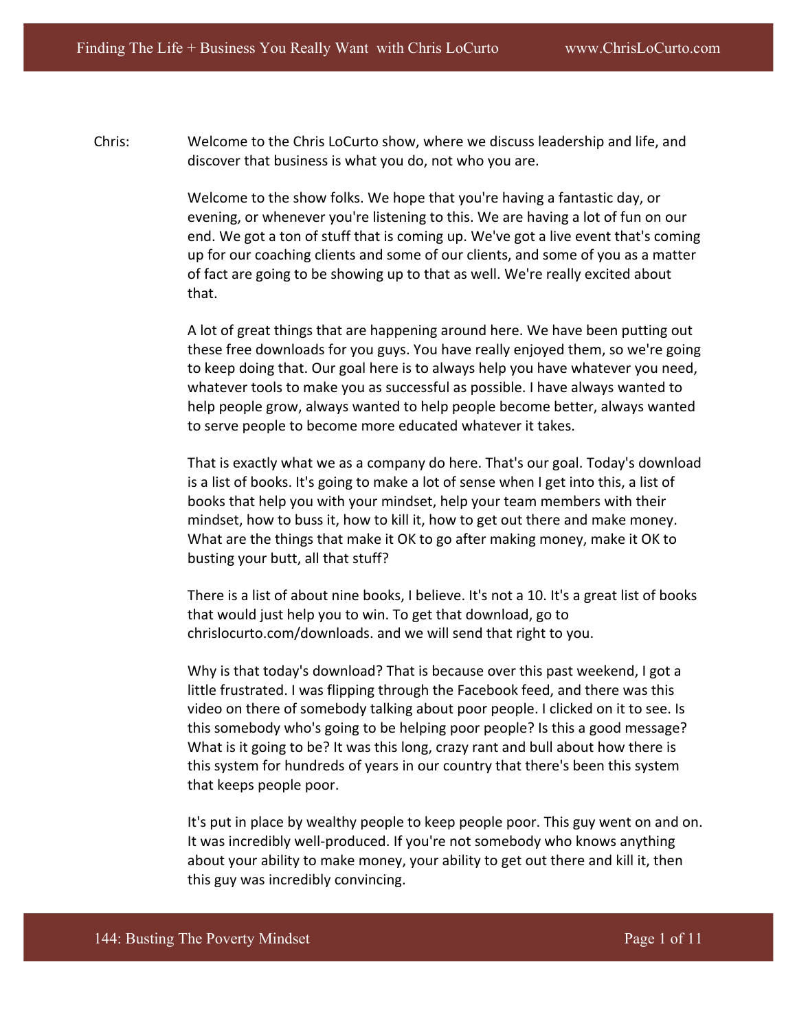Chris: Welcome to the Chris LoCurto show, where we discuss leadership and life, and discover that business is what you do, not who you are.

Welcome to the show folks. We hope that you're having a fantastic day, or evening, or whenever you're listening to this. We are having a lot of fun on our end. We got a ton of stuff that is coming up. We've got a live event that's coming up for our coaching clients and some of our clients, and some of you as a matter of fact are going to be showing up to that as well. We're really excited about that.

A lot of great things that are happening around here. We have been putting out these free downloads for you guys. You have really enjoyed them, so we're going to keep doing that. Our goal here is to always help you have whatever you need, whatever tools to make you as successful as possible. I have always wanted to help people grow, always wanted to help people become better, always wanted to serve people to become more educated whatever it takes.

That is exactly what we as a company do here. That's our goal. Today's download is a list of books. It's going to make a lot of sense when I get into this, a list of books that help you with your mindset, help your team members with their mindset, how to buss it, how to kill it, how to get out there and make money. What are the things that make it OK to go after making money, make it OK to busting your butt, all that stuff?

There is a list of about nine books, I believe. It's not a 10. It's a great list of books that would just help you to win. To get that download, go to chrislocurto.com/downloads. and we will send that right to you.

Why is that today's download? That is because over this past weekend, I got a little frustrated. I was flipping through the Facebook feed, and there was this video on there of somebody talking about poor people. I clicked on it to see. Is this somebody who's going to be helping poor people? Is this a good message? What is it going to be? It was this long, crazy rant and bull about how there is this system for hundreds of years in our country that there's been this system that keeps people poor.

It's put in place by wealthy people to keep people poor. This guy went on and on. It was incredibly well-produced. If you're not somebody who knows anything about your ability to make money, your ability to get out there and kill it, then this guy was incredibly convincing.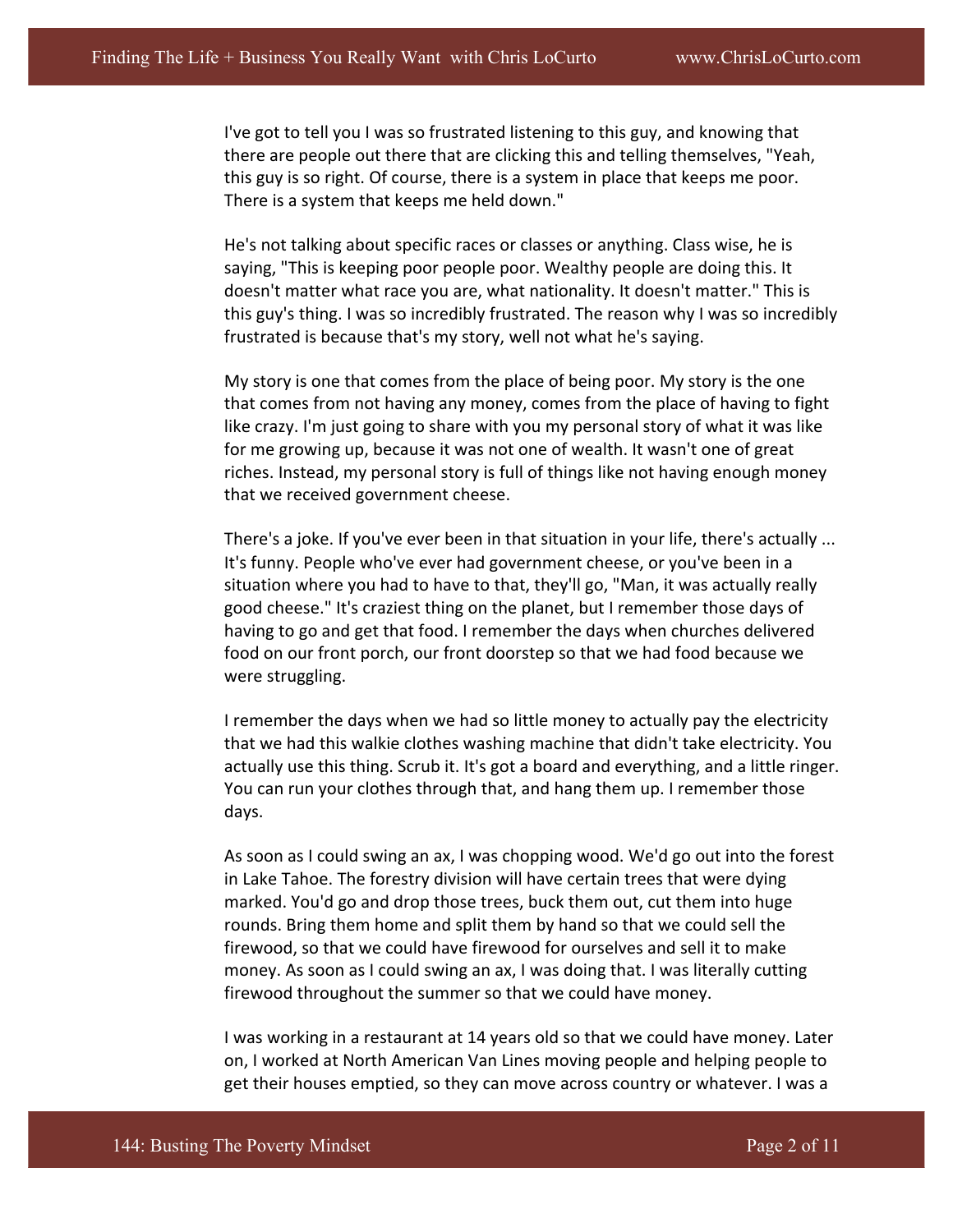I've got to tell you I was so frustrated listening to this guy, and knowing that there are people out there that are clicking this and telling themselves, "Yeah, this guy is so right. Of course, there is a system in place that keeps me poor. There is a system that keeps me held down."

He's not talking about specific races or classes or anything. Class wise, he is saying, "This is keeping poor people poor. Wealthy people are doing this. It doesn't matter what race you are, what nationality. It doesn't matter." This is this guy's thing. I was so incredibly frustrated. The reason why I was so incredibly frustrated is because that's my story, well not what he's saying.

My story is one that comes from the place of being poor. My story is the one that comes from not having any money, comes from the place of having to fight like crazy. I'm just going to share with you my personal story of what it was like for me growing up, because it was not one of wealth. It wasn't one of great riches. Instead, my personal story is full of things like not having enough money that we received government cheese.

There's a joke. If you've ever been in that situation in your life, there's actually ... It's funny. People who've ever had government cheese, or you've been in a situation where you had to have to that, they'll go, "Man, it was actually really good cheese." It's craziest thing on the planet, but I remember those days of having to go and get that food. I remember the days when churches delivered food on our front porch, our front doorstep so that we had food because we were struggling.

I remember the days when we had so little money to actually pay the electricity that we had this walkie clothes washing machine that didn't take electricity. You actually use this thing. Scrub it. It's got a board and everything, and a little ringer. You can run your clothes through that, and hang them up. I remember those days.

As soon as I could swing an ax, I was chopping wood. We'd go out into the forest in Lake Tahoe. The forestry division will have certain trees that were dying marked. You'd go and drop those trees, buck them out, cut them into huge rounds. Bring them home and split them by hand so that we could sell the firewood, so that we could have firewood for ourselves and sell it to make money. As soon as I could swing an ax, I was doing that. I was literally cutting firewood throughout the summer so that we could have money.

I was working in a restaurant at 14 years old so that we could have money. Later on, I worked at North American Van Lines moving people and helping people to get their houses emptied, so they can move across country or whatever. I was a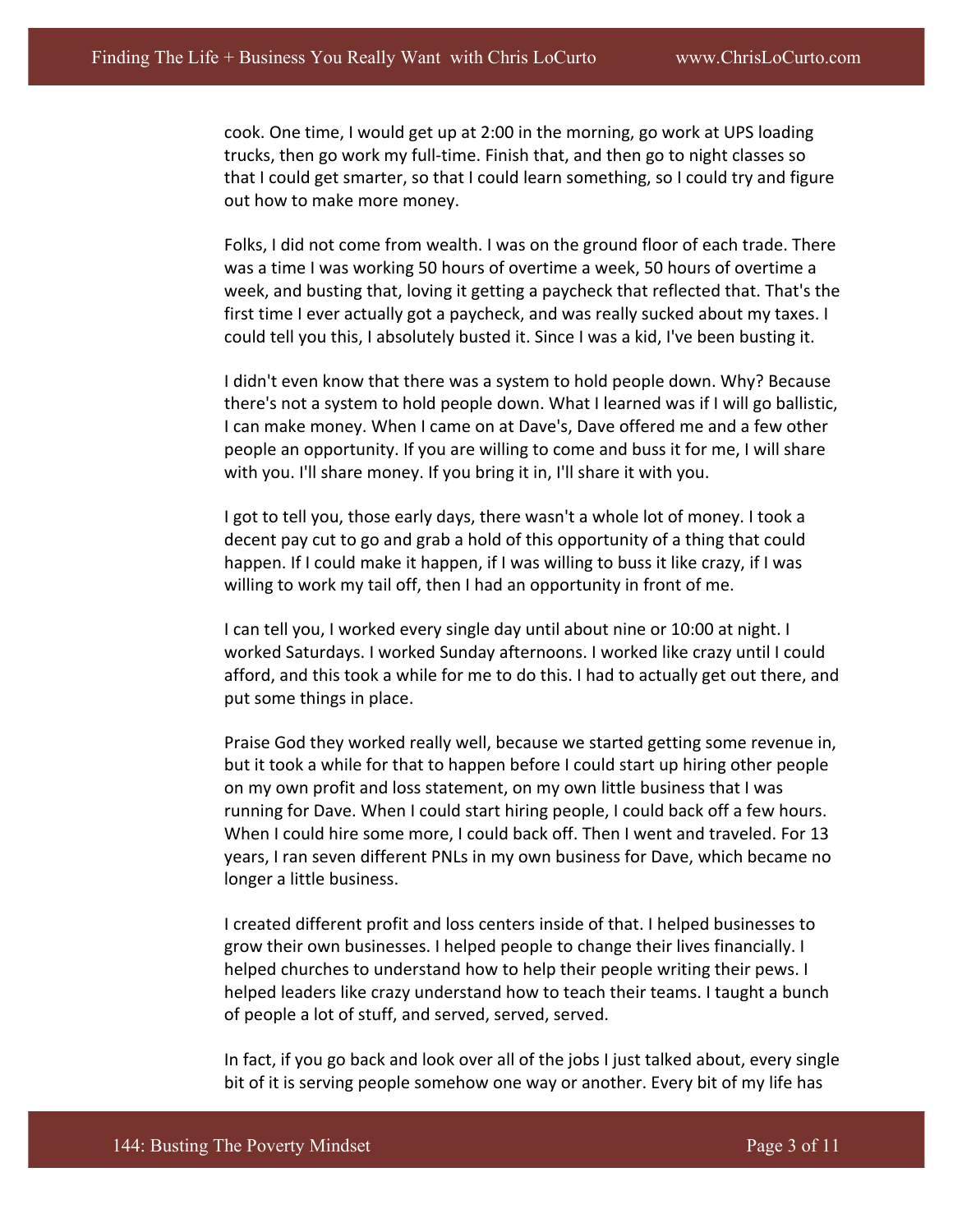cook. One time, I would get up at 2:00 in the morning, go work at UPS loading trucks, then go work my full-time. Finish that, and then go to night classes so that I could get smarter, so that I could learn something, so I could try and figure out how to make more money.

Folks, I did not come from wealth. I was on the ground floor of each trade. There was a time I was working 50 hours of overtime a week, 50 hours of overtime a week, and busting that, loving it getting a paycheck that reflected that. That's the first time I ever actually got a paycheck, and was really sucked about my taxes. I could tell you this, I absolutely busted it. Since I was a kid, I've been busting it.

I didn't even know that there was a system to hold people down. Why? Because there's not a system to hold people down. What I learned was if I will go ballistic, I can make money. When I came on at Dave's, Dave offered me and a few other people an opportunity. If you are willing to come and buss it for me, I will share with you. I'll share money. If you bring it in, I'll share it with you.

I got to tell you, those early days, there wasn't a whole lot of money. I took a decent pay cut to go and grab a hold of this opportunity of a thing that could happen. If I could make it happen, if I was willing to buss it like crazy, if I was willing to work my tail off, then I had an opportunity in front of me.

I can tell you, I worked every single day until about nine or 10:00 at night. I worked Saturdays. I worked Sunday afternoons. I worked like crazy until I could afford, and this took a while for me to do this. I had to actually get out there, and put some things in place.

Praise God they worked really well, because we started getting some revenue in, but it took a while for that to happen before I could start up hiring other people on my own profit and loss statement, on my own little business that I was running for Dave. When I could start hiring people, I could back off a few hours. When I could hire some more, I could back off. Then I went and traveled. For 13 years, I ran seven different PNLs in my own business for Dave, which became no longer a little business.

I created different profit and loss centers inside of that. I helped businesses to grow their own businesses. I helped people to change their lives financially. I helped churches to understand how to help their people writing their pews. I helped leaders like crazy understand how to teach their teams. I taught a bunch of people a lot of stuff, and served, served, served.

In fact, if you go back and look over all of the jobs I just talked about, every single bit of it is serving people somehow one way or another. Every bit of my life has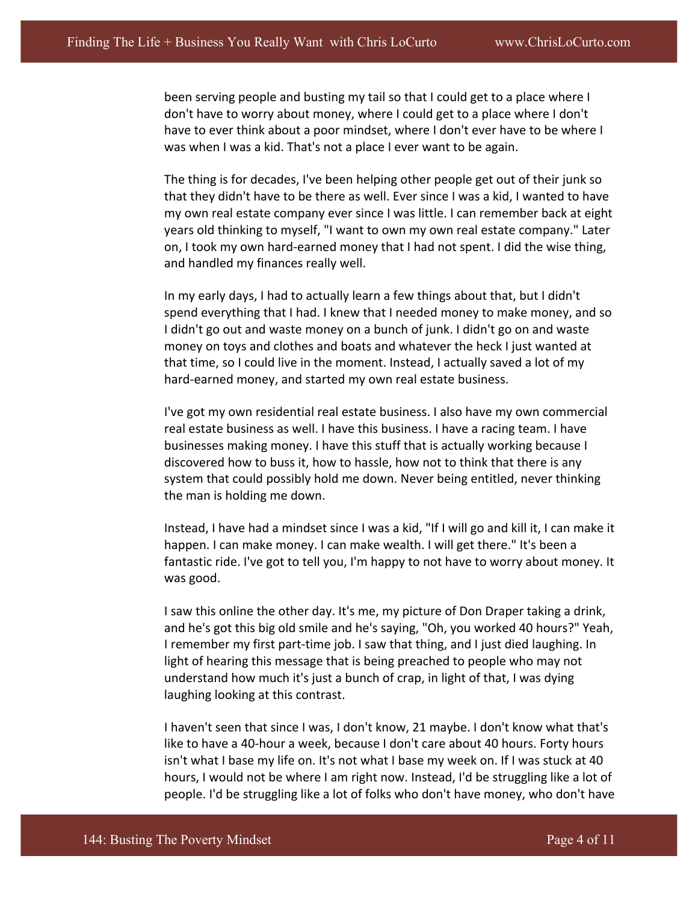been serving people and busting my tail so that I could get to a place where I don't have to worry about money, where I could get to a place where I don't have to ever think about a poor mindset, where I don't ever have to be where I was when I was a kid. That's not a place I ever want to be again.

The thing is for decades, I've been helping other people get out of their junk so that they didn't have to be there as well. Ever since I was a kid, I wanted to have my own real estate company ever since I was little. I can remember back at eight years old thinking to myself, "I want to own my own real estate company." Later on, I took my own hard-earned money that I had not spent. I did the wise thing, and handled my finances really well.

In my early days, I had to actually learn a few things about that, but I didn't spend everything that I had. I knew that I needed money to make money, and so I didn't go out and waste money on a bunch of junk. I didn't go on and waste money on toys and clothes and boats and whatever the heck I just wanted at that time, so I could live in the moment. Instead, I actually saved a lot of my hard-earned money, and started my own real estate business.

I've got my own residential real estate business. I also have my own commercial real estate business as well. I have this business. I have a racing team. I have businesses making money. I have this stuff that is actually working because I discovered how to buss it, how to hassle, how not to think that there is any system that could possibly hold me down. Never being entitled, never thinking the man is holding me down.

Instead, I have had a mindset since I was a kid, "If I will go and kill it, I can make it happen. I can make money. I can make wealth. I will get there." It's been a fantastic ride. I've got to tell you, I'm happy to not have to worry about money. It was good.

I saw this online the other day. It's me, my picture of Don Draper taking a drink, and he's got this big old smile and he's saying, "Oh, you worked 40 hours?" Yeah, I remember my first part-time job. I saw that thing, and I just died laughing. In light of hearing this message that is being preached to people who may not understand how much it's just a bunch of crap, in light of that, I was dying laughing looking at this contrast.

I haven't seen that since I was, I don't know, 21 maybe. I don't know what that's like to have a 40-hour a week, because I don't care about 40 hours. Forty hours isn't what I base my life on. It's not what I base my week on. If I was stuck at 40 hours, I would not be where I am right now. Instead, I'd be struggling like a lot of people. I'd be struggling like a lot of folks who don't have money, who don't have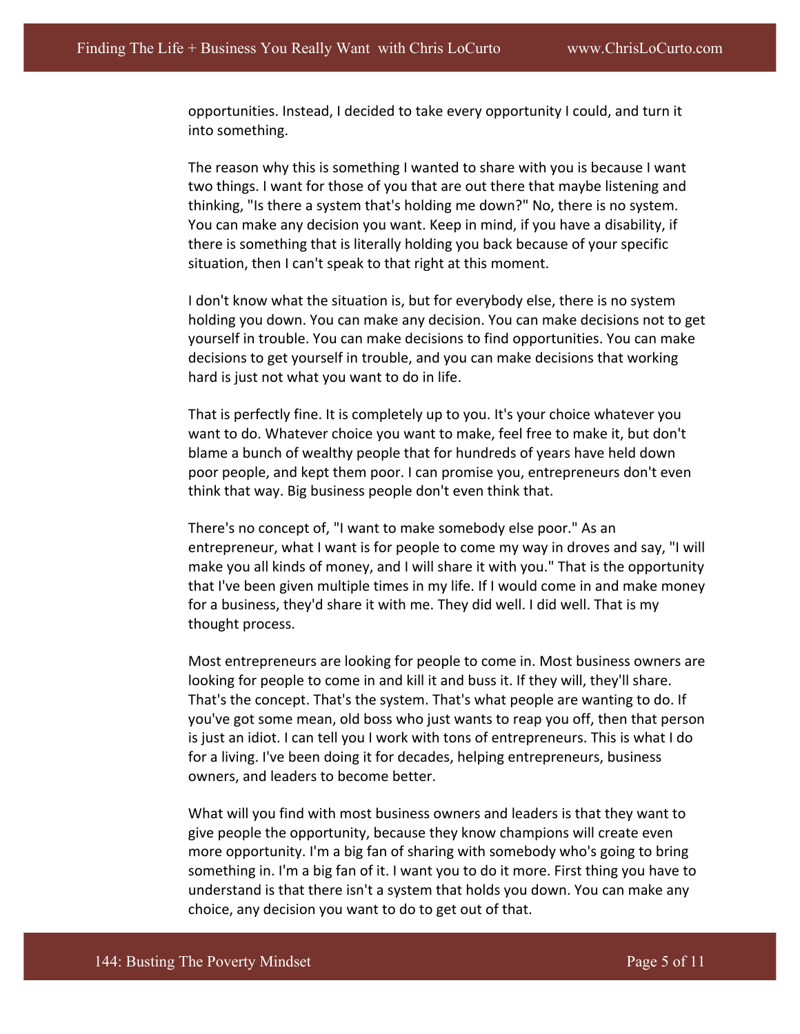opportunities. Instead, I decided to take every opportunity I could, and turn it into something.

The reason why this is something I wanted to share with you is because I want two things. I want for those of you that are out there that maybe listening and thinking, "Is there a system that's holding me down?" No, there is no system. You can make any decision you want. Keep in mind, if you have a disability, if there is something that is literally holding you back because of your specific situation, then I can't speak to that right at this moment.

I don't know what the situation is, but for everybody else, there is no system holding you down. You can make any decision. You can make decisions not to get yourself in trouble. You can make decisions to find opportunities. You can make decisions to get yourself in trouble, and you can make decisions that working hard is just not what you want to do in life.

That is perfectly fine. It is completely up to you. It's your choice whatever you want to do. Whatever choice you want to make, feel free to make it, but don't blame a bunch of wealthy people that for hundreds of years have held down poor people, and kept them poor. I can promise you, entrepreneurs don't even think that way. Big business people don't even think that.

There's no concept of, "I want to make somebody else poor." As an entrepreneur, what I want is for people to come my way in droves and say, "I will make you all kinds of money, and I will share it with you." That is the opportunity that I've been given multiple times in my life. If I would come in and make money for a business, they'd share it with me. They did well. I did well. That is my thought process.

Most entrepreneurs are looking for people to come in. Most business owners are looking for people to come in and kill it and buss it. If they will, they'll share. That's the concept. That's the system. That's what people are wanting to do. If you've got some mean, old boss who just wants to reap you off, then that person is just an idiot. I can tell you I work with tons of entrepreneurs. This is what I do for a living. I've been doing it for decades, helping entrepreneurs, business owners, and leaders to become better.

What will you find with most business owners and leaders is that they want to give people the opportunity, because they know champions will create even more opportunity. I'm a big fan of sharing with somebody who's going to bring something in. I'm a big fan of it. I want you to do it more. First thing you have to understand is that there isn't a system that holds you down. You can make any choice, any decision you want to do to get out of that.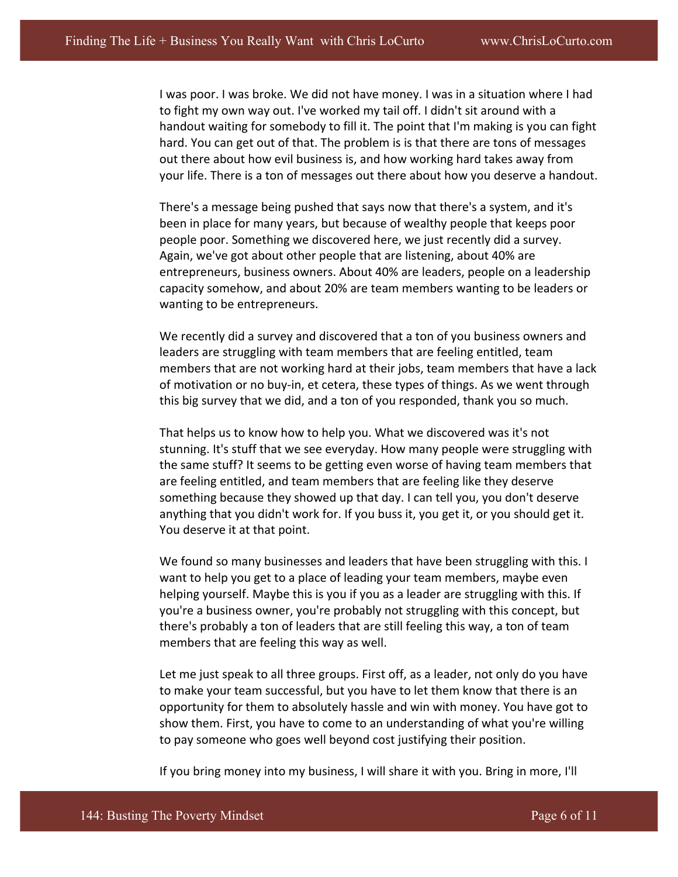I was poor. I was broke. We did not have money. I was in a situation where I had to fight my own way out. I've worked my tail off. I didn't sit around with a handout waiting for somebody to fill it. The point that I'm making is you can fight hard. You can get out of that. The problem is is that there are tons of messages out there about how evil business is, and how working hard takes away from your life. There is a ton of messages out there about how you deserve a handout.

There's a message being pushed that says now that there's a system, and it's been in place for many years, but because of wealthy people that keeps poor people poor. Something we discovered here, we just recently did a survey. Again, we've got about other people that are listening, about 40% are entrepreneurs, business owners. About 40% are leaders, people on a leadership capacity somehow, and about 20% are team members wanting to be leaders or wanting to be entrepreneurs.

We recently did a survey and discovered that a ton of you business owners and leaders are struggling with team members that are feeling entitled, team members that are not working hard at their jobs, team members that have a lack of motivation or no buy-in, et cetera, these types of things. As we went through this big survey that we did, and a ton of you responded, thank you so much.

That helps us to know how to help you. What we discovered was it's not stunning. It's stuff that we see everyday. How many people were struggling with the same stuff? It seems to be getting even worse of having team members that are feeling entitled, and team members that are feeling like they deserve something because they showed up that day. I can tell you, you don't deserve anything that you didn't work for. If you buss it, you get it, or you should get it. You deserve it at that point.

We found so many businesses and leaders that have been struggling with this. I want to help you get to a place of leading your team members, maybe even helping yourself. Maybe this is you if you as a leader are struggling with this. If you're a business owner, you're probably not struggling with this concept, but there's probably a ton of leaders that are still feeling this way, a ton of team members that are feeling this way as well.

Let me just speak to all three groups. First off, as a leader, not only do you have to make your team successful, but you have to let them know that there is an opportunity for them to absolutely hassle and win with money. You have got to show them. First, you have to come to an understanding of what you're willing to pay someone who goes well beyond cost justifying their position.

If you bring money into my business, I will share it with you. Bring in more, I'll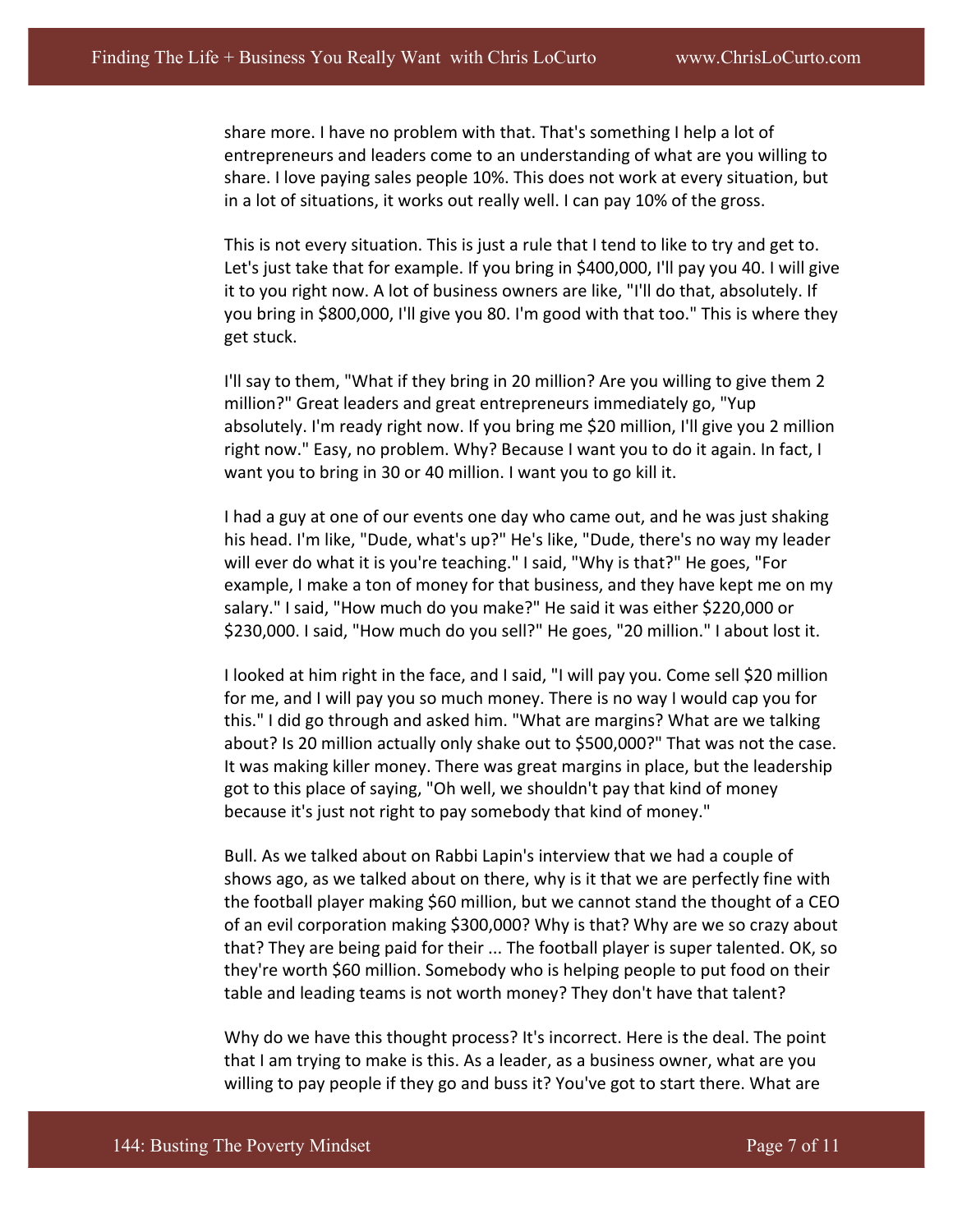share more. I have no problem with that. That's something I help a lot of entrepreneurs and leaders come to an understanding of what are you willing to share. I love paying sales people 10%. This does not work at every situation, but in a lot of situations, it works out really well. I can pay 10% of the gross.

This is not every situation. This is just a rule that I tend to like to try and get to. Let's just take that for example. If you bring in $400,000, I'll pay you 40. I will give it to you right now. A lot of business owners are like, "I'll do that, absolutely. If you bring in $800,000, I'll give you 80. I'm good with that too." This is where they get stuck.

I'll say to them, "What if they bring in 20 million? Are you willing to give them 2 million?" Great leaders and great entrepreneurs immediately go, "Yup absolutely. I'm ready right now. If you bring me $20 million, I'll give you 2 million right now." Easy, no problem. Why? Because I want you to do it again. In fact, I want you to bring in 30 or 40 million. I want you to go kill it.

I had a guy at one of our events one day who came out, and he was just shaking his head. I'm like, "Dude, what's up?" He's like, "Dude, there's no way my leader will ever do what it is you're teaching." I said, "Why is that?" He goes, "For example, I make a ton of money for that business, and they have kept me on my salary." I said, "How much do you make?" He said it was either $220,000 or $230,000. I said, "How much do you sell?" He goes, "20 million." I about lost it.

I looked at him right in the face, and I said, "I will pay you. Come sell $20 million for me, and I will pay you so much money. There is no way I would cap you for this." I did go through and asked him. "What are margins? What are we talking about? Is 20 million actually only shake out to $500,000?" That was not the case. It was making killer money. There was great margins in place, but the leadership got to this place of saying, "Oh well, we shouldn't pay that kind of money because it's just not right to pay somebody that kind of money."

Bull. As we talked about on Rabbi Lapin's interview that we had a couple of shows ago, as we talked about on there, why is it that we are perfectly fine with the football player making $60 million, but we cannot stand the thought of a CEO of an evil corporation making $300,000? Why is that? Why are we so crazy about that? They are being paid for their ... The football player is super talented. OK, so they're worth $60 million. Somebody who is helping people to put food on their table and leading teams is not worth money? They don't have that talent?

Why do we have this thought process? It's incorrect. Here is the deal. The point that I am trying to make is this. As a leader, as a business owner, what are you willing to pay people if they go and buss it? You've got to start there. What are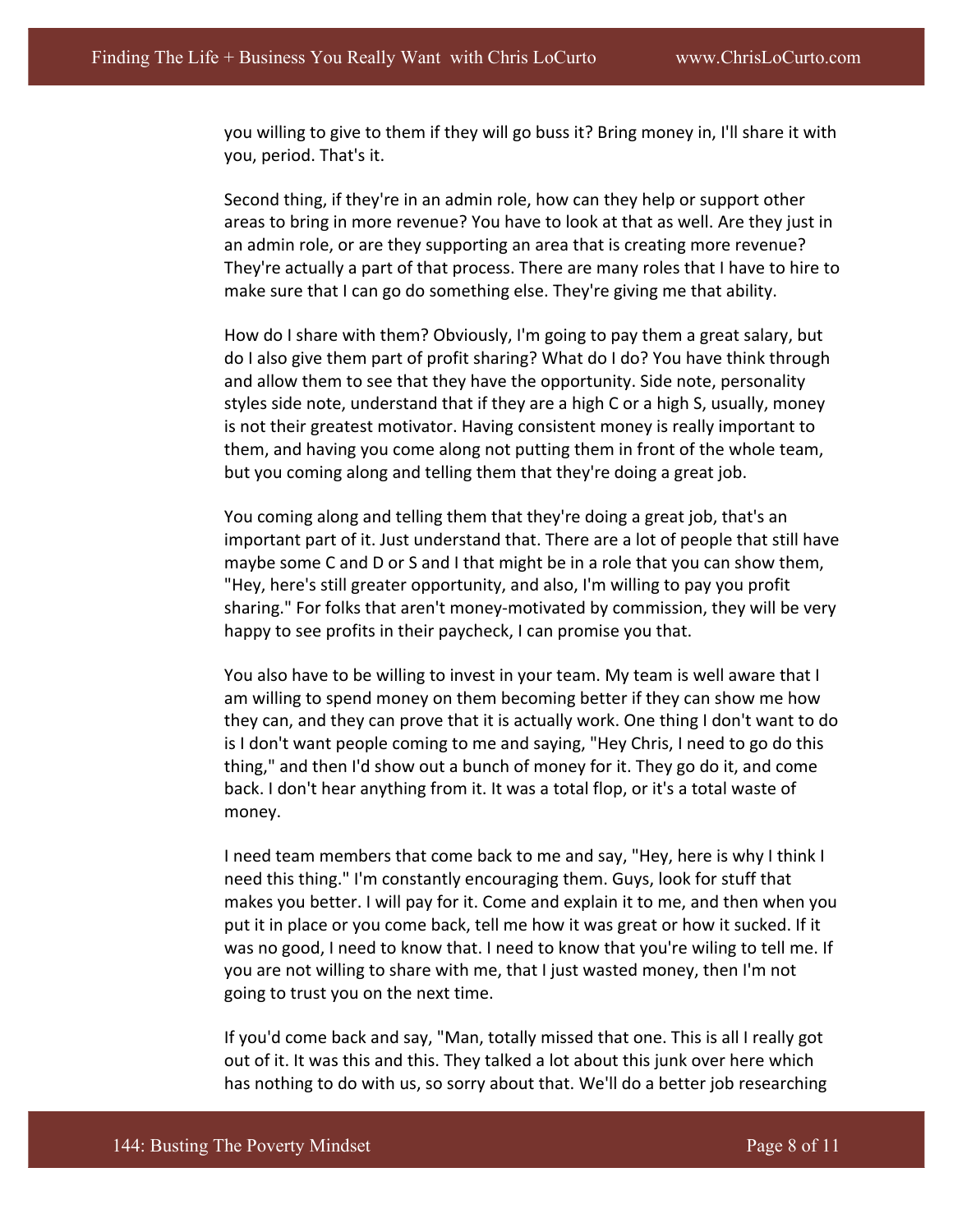you willing to give to them if they will go buss it? Bring money in, I'll share it with you, period. That's it.

Second thing, if they're in an admin role, how can they help or support other areas to bring in more revenue? You have to look at that as well. Are they just in an admin role, or are they supporting an area that is creating more revenue? They're actually a part of that process. There are many roles that I have to hire to make sure that I can go do something else. They're giving me that ability.

How do I share with them? Obviously, I'm going to pay them a great salary, but do I also give them part of profit sharing? What do I do? You have think through and allow them to see that they have the opportunity. Side note, personality styles side note, understand that if they are a high C or a high S, usually, money is not their greatest motivator. Having consistent money is really important to them, and having you come along not putting them in front of the whole team, but you coming along and telling them that they're doing a great job.

You coming along and telling them that they're doing a great job, that's an important part of it. Just understand that. There are a lot of people that still have maybe some C and D or S and I that might be in a role that you can show them, "Hey, here's still greater opportunity, and also, I'm willing to pay you profit sharing." For folks that aren't money-motivated by commission, they will be very happy to see profits in their paycheck, I can promise you that.

You also have to be willing to invest in your team. My team is well aware that I am willing to spend money on them becoming better if they can show me how they can, and they can prove that it is actually work. One thing I don't want to do is I don't want people coming to me and saying, "Hey Chris, I need to go do this thing," and then I'd show out a bunch of money for it. They go do it, and come back. I don't hear anything from it. It was a total flop, or it's a total waste of money.

I need team members that come back to me and say, "Hey, here is why I think I need this thing." I'm constantly encouraging them. Guys, look for stuff that makes you better. I will pay for it. Come and explain it to me, and then when you put it in place or you come back, tell me how it was great or how it sucked. If it was no good, I need to know that. I need to know that you're wiling to tell me. If you are not willing to share with me, that I just wasted money, then I'm not going to trust you on the next time.

If you'd come back and say, "Man, totally missed that one. This is all I really got out of it. It was this and this. They talked a lot about this junk over here which has nothing to do with us, so sorry about that. We'll do a better job researching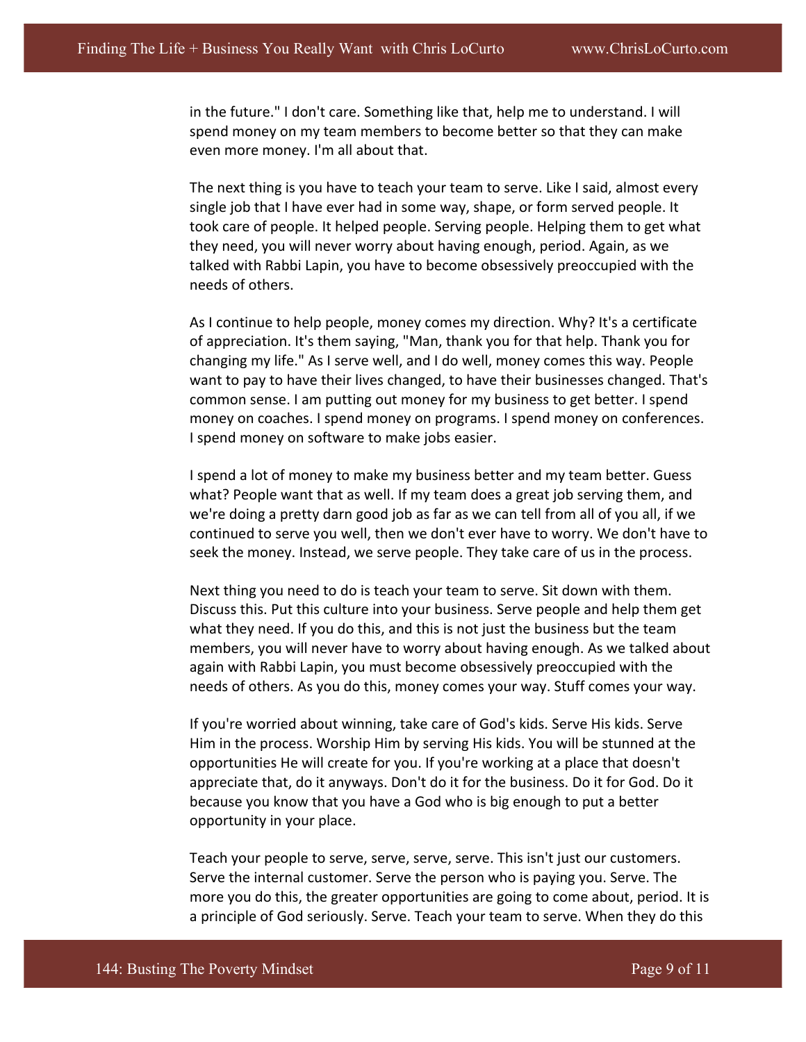in the future." I don't care. Something like that, help me to understand. I will spend money on my team members to become better so that they can make even more money. I'm all about that.

The next thing is you have to teach your team to serve. Like I said, almost every single job that I have ever had in some way, shape, or form served people. It took care of people. It helped people. Serving people. Helping them to get what they need, you will never worry about having enough, period. Again, as we talked with Rabbi Lapin, you have to become obsessively preoccupied with the needs of others.

As I continue to help people, money comes my direction. Why? It's a certificate of appreciation. It's them saying, "Man, thank you for that help. Thank you for changing my life." As I serve well, and I do well, money comes this way. People want to pay to have their lives changed, to have their businesses changed. That's common sense. I am putting out money for my business to get better. I spend money on coaches. I spend money on programs. I spend money on conferences. I spend money on software to make jobs easier.

I spend a lot of money to make my business better and my team better. Guess what? People want that as well. If my team does a great job serving them, and we're doing a pretty darn good job as far as we can tell from all of you all, if we continued to serve you well, then we don't ever have to worry. We don't have to seek the money. Instead, we serve people. They take care of us in the process.

Next thing you need to do is teach your team to serve. Sit down with them. Discuss this. Put this culture into your business. Serve people and help them get what they need. If you do this, and this is not just the business but the team members, you will never have to worry about having enough. As we talked about again with Rabbi Lapin, you must become obsessively preoccupied with the needs of others. As you do this, money comes your way. Stuff comes your way.

If you're worried about winning, take care of God's kids. Serve His kids. Serve Him in the process. Worship Him by serving His kids. You will be stunned at the opportunities He will create for you. If you're working at a place that doesn't appreciate that, do it anyways. Don't do it for the business. Do it for God. Do it because you know that you have a God who is big enough to put a better opportunity in your place.

Teach your people to serve, serve, serve, serve. This isn't just our customers. Serve the internal customer. Serve the person who is paying you. Serve. The more you do this, the greater opportunities are going to come about, period. It is a principle of God seriously. Serve. Teach your team to serve. When they do this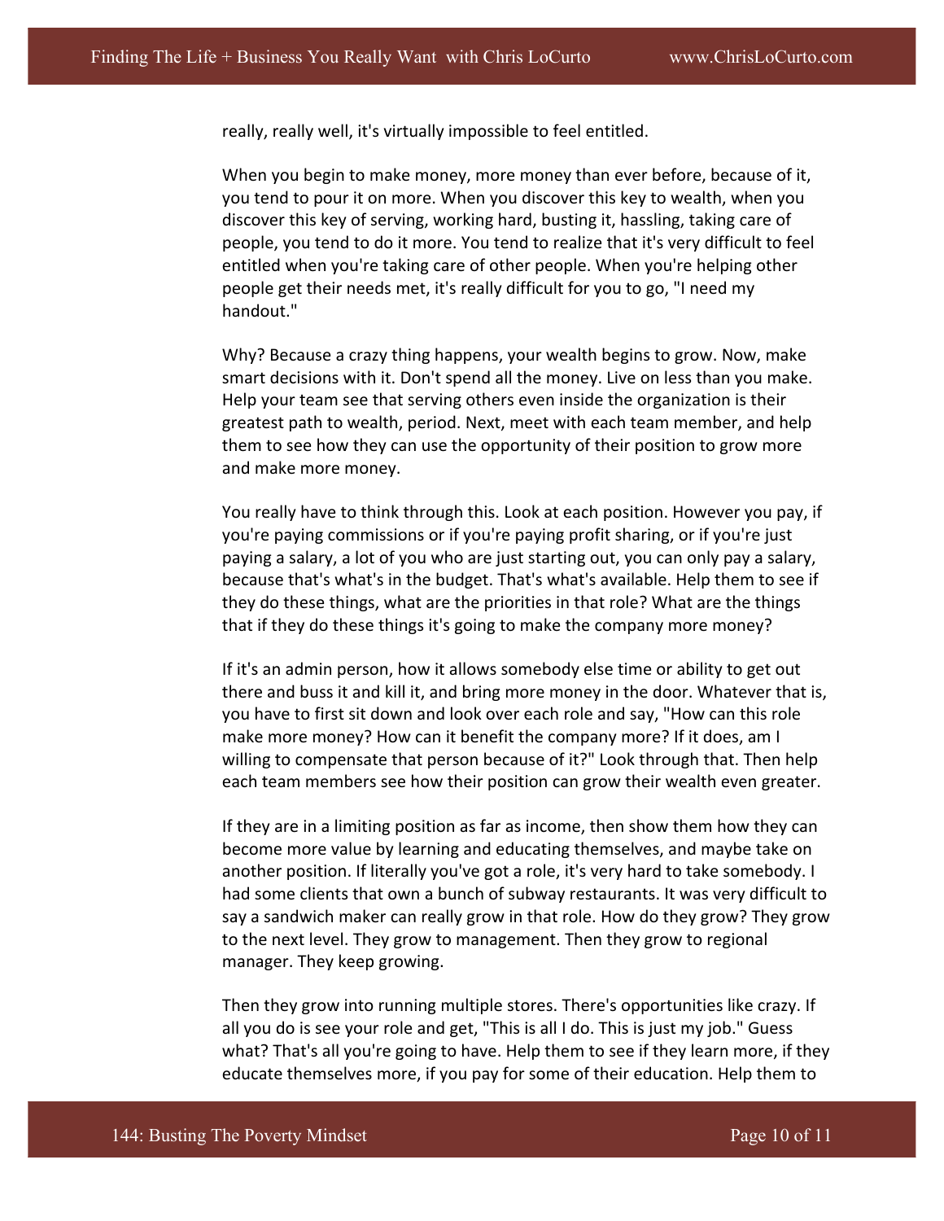really, really well, it's virtually impossible to feel entitled.

When you begin to make money, more money than ever before, because of it, you tend to pour it on more. When you discover this key to wealth, when you discover this key of serving, working hard, busting it, hassling, taking care of people, you tend to do it more. You tend to realize that it's very difficult to feel entitled when you're taking care of other people. When you're helping other people get their needs met, it's really difficult for you to go, "I need my handout."

Why? Because a crazy thing happens, your wealth begins to grow. Now, make smart decisions with it. Don't spend all the money. Live on less than you make. Help your team see that serving others even inside the organization is their greatest path to wealth, period. Next, meet with each team member, and help them to see how they can use the opportunity of their position to grow more and make more money.

You really have to think through this. Look at each position. However you pay, if you're paying commissions or if you're paying profit sharing, or if you're just paying a salary, a lot of you who are just starting out, you can only pay a salary, because that's what's in the budget. That's what's available. Help them to see if they do these things, what are the priorities in that role? What are the things that if they do these things it's going to make the company more money?

If it's an admin person, how it allows somebody else time or ability to get out there and buss it and kill it, and bring more money in the door. Whatever that is, you have to first sit down and look over each role and say, "How can this role make more money? How can it benefit the company more? If it does, am I willing to compensate that person because of it?" Look through that. Then help each team members see how their position can grow their wealth even greater.

If they are in a limiting position as far as income, then show them how they can become more value by learning and educating themselves, and maybe take on another position. If literally you've got a role, it's very hard to take somebody. I had some clients that own a bunch of subway restaurants. It was very difficult to say a sandwich maker can really grow in that role. How do they grow? They grow to the next level. They grow to management. Then they grow to regional manager. They keep growing.

Then they grow into running multiple stores. There's opportunities like crazy. If all you do is see your role and get, "This is all I do. This is just my job." Guess what? That's all you're going to have. Help them to see if they learn more, if they educate themselves more, if you pay for some of their education. Help them to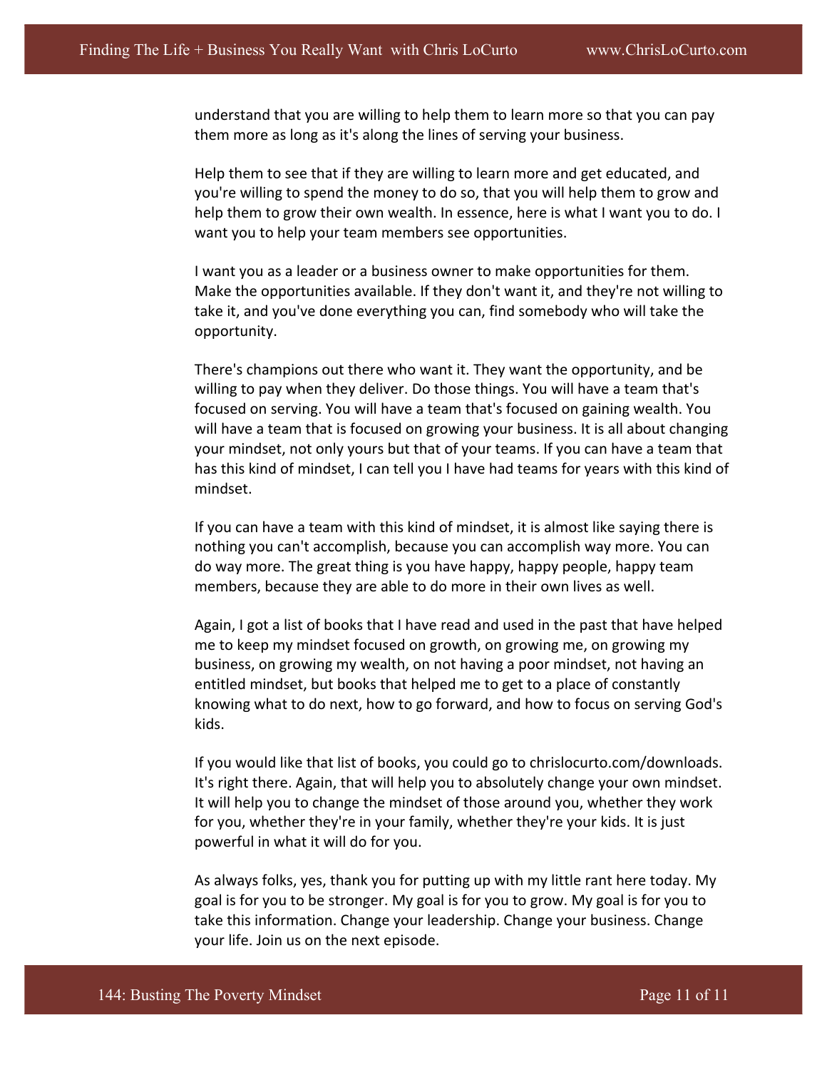understand that you are willing to help them to learn more so that you can pay them more as long as it's along the lines of serving your business.

Help them to see that if they are willing to learn more and get educated, and you're willing to spend the money to do so, that you will help them to grow and help them to grow their own wealth. In essence, here is what I want you to do. I want you to help your team members see opportunities.

I want you as a leader or a business owner to make opportunities for them. Make the opportunities available. If they don't want it, and they're not willing to take it, and you've done everything you can, find somebody who will take the opportunity.

There's champions out there who want it. They want the opportunity, and be willing to pay when they deliver. Do those things. You will have a team that's focused on serving. You will have a team that's focused on gaining wealth. You will have a team that is focused on growing your business. It is all about changing your mindset, not only yours but that of your teams. If you can have a team that has this kind of mindset, I can tell you I have had teams for years with this kind of mindset.

If you can have a team with this kind of mindset, it is almost like saying there is nothing you can't accomplish, because you can accomplish way more. You can do way more. The great thing is you have happy, happy people, happy team members, because they are able to do more in their own lives as well.

Again, I got a list of books that I have read and used in the past that have helped me to keep my mindset focused on growth, on growing me, on growing my business, on growing my wealth, on not having a poor mindset, not having an entitled mindset, but books that helped me to get to a place of constantly knowing what to do next, how to go forward, and how to focus on serving God's kids.

If you would like that list of books, you could go to chrislocurto.com/downloads. It's right there. Again, that will help you to absolutely change your own mindset. It will help you to change the mindset of those around you, whether they work for you, whether they're in your family, whether they're your kids. It is just powerful in what it will do for you.

As always folks, yes, thank you for putting up with my little rant here today. My goal is for you to be stronger. My goal is for you to grow. My goal is for you to take this information. Change your leadership. Change your business. Change your life. Join us on the next episode.